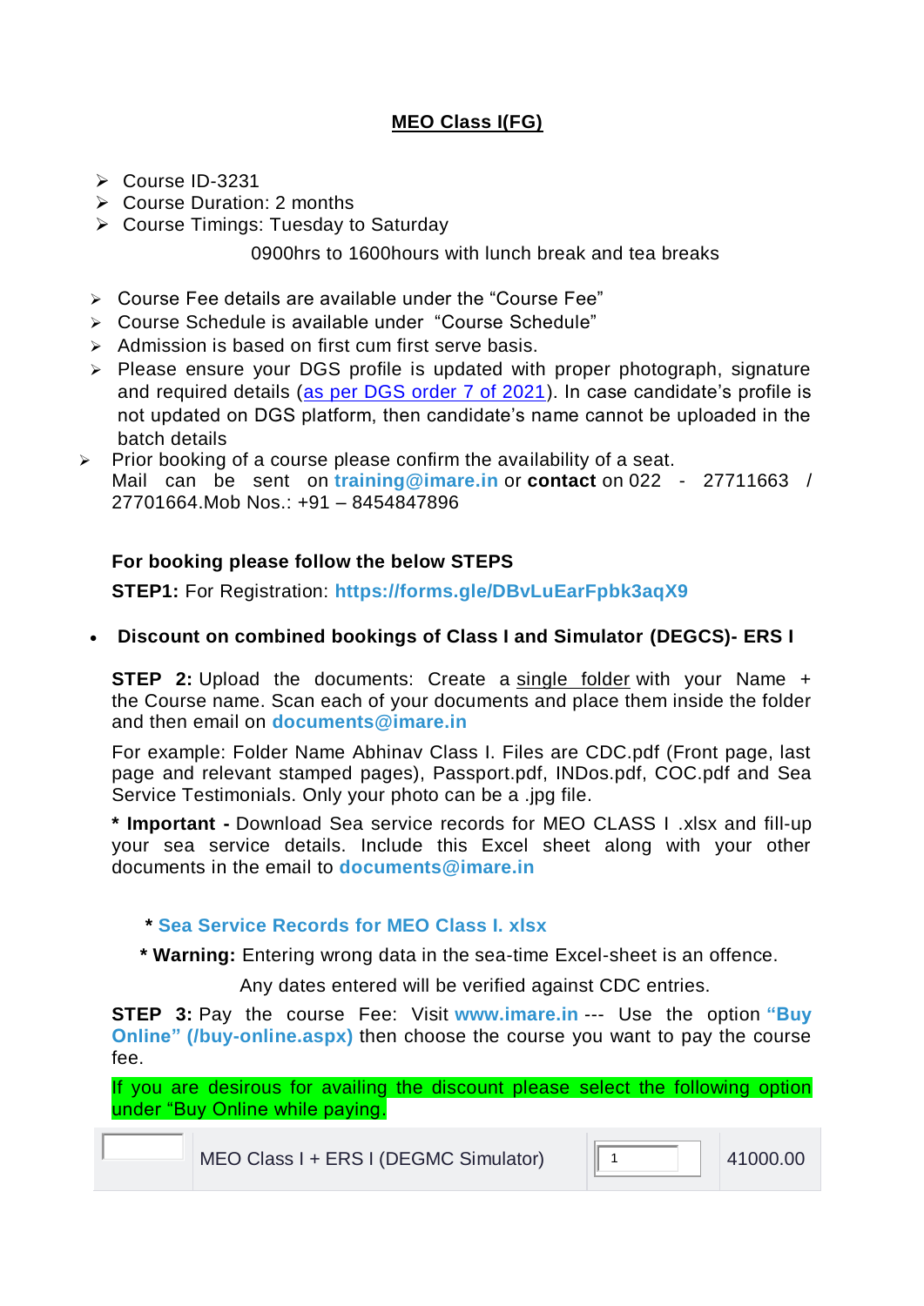## MEO Class I(FG)

- Course ID-3231
- Course Duration: 2 months
- Course Timings: Tuesday to Saturday

  0900hrs to 1600hours with lunch break and tea breaks

- Course Fee details are available under the "Course Fee"
- Course Schedule is available under "Course Schedule"
- Admission is based on first cum first serve basis.
- Please ensure your DGS profile is updated with proper photograph, signature and required details (as per DGS order 7 of 2021). In case candidate's profile is not updated on DGS platform, then candidate's name cannot be uploaded in the batch details
- Prior booking of a course please confirm the availability of a seat. Mail can be sent on **training@imare.in** or **contact** on 022 - 27711663 / 27701664.Mob Nos.: +91 – 8454847896

**For booking please follow the below STEPS**

**STEP1:** For Registration: **https://forms.gle/DBvLuEarFpbk3aqX9**

- **Discount on combined bookings of Class I and Simulator (DEGCS)- ERS I**

**STEP 2:** Upload the documents: Create a single folder with your Name + the Course name. Scan each of your documents and place them inside the folder and then email on **documents@imare.in**

For example: Folder Name Abhinav Class I. Files are CDC.pdf (Front page, last page and relevant stamped pages), Passport.pdf, INDos.pdf, COC.pdf and Sea Service Testimonials. Only your photo can be a .jpg file.

**\* Important -** Download Sea service records for MEO CLASS I .xlsx and fill-up your sea service details. Include this Excel sheet along with your other documents in the email to **documents@imare.in**

**\* Sea Service Records for MEO Class I. xlsx**

**\* Warning:** Entering wrong data in the sea-time Excel-sheet is an offence.

Any dates entered will be verified against CDC entries.

**STEP 3:** Pay the course Fee: Visit **www.imare.in** --- Use the option **"Buy Online" (/buy-online.aspx)** then choose the course you want to pay the course fee.

If you are desirous for availing the discount please select the following option under "Buy Online while paying.

| | MEO Class I + ERS I (DEGMC Simulator) | 1 | 41000.00 |
|---|---|---|---|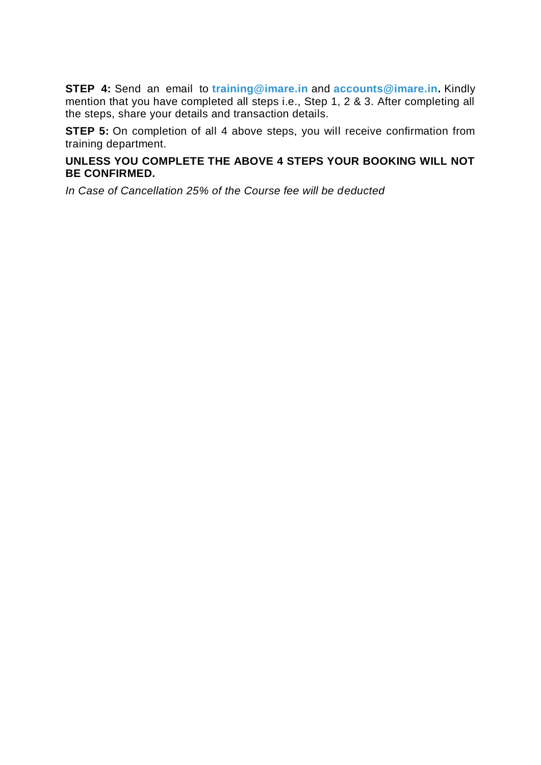**STEP 4:** Send an email to **training@imare.in** and **accounts@imare.in.** Kindly mention that you have completed all steps i.e., Step 1, 2 & 3. After completing all the steps, share your details and transaction details.

**STEP 5:** On completion of all 4 above steps, you will receive confirmation from training department.

**UNLESS YOU COMPLETE THE ABOVE 4 STEPS YOUR BOOKING WILL NOT BE CONFIRMED.**

*In Case of Cancellation 25% of the Course fee will be deducted*